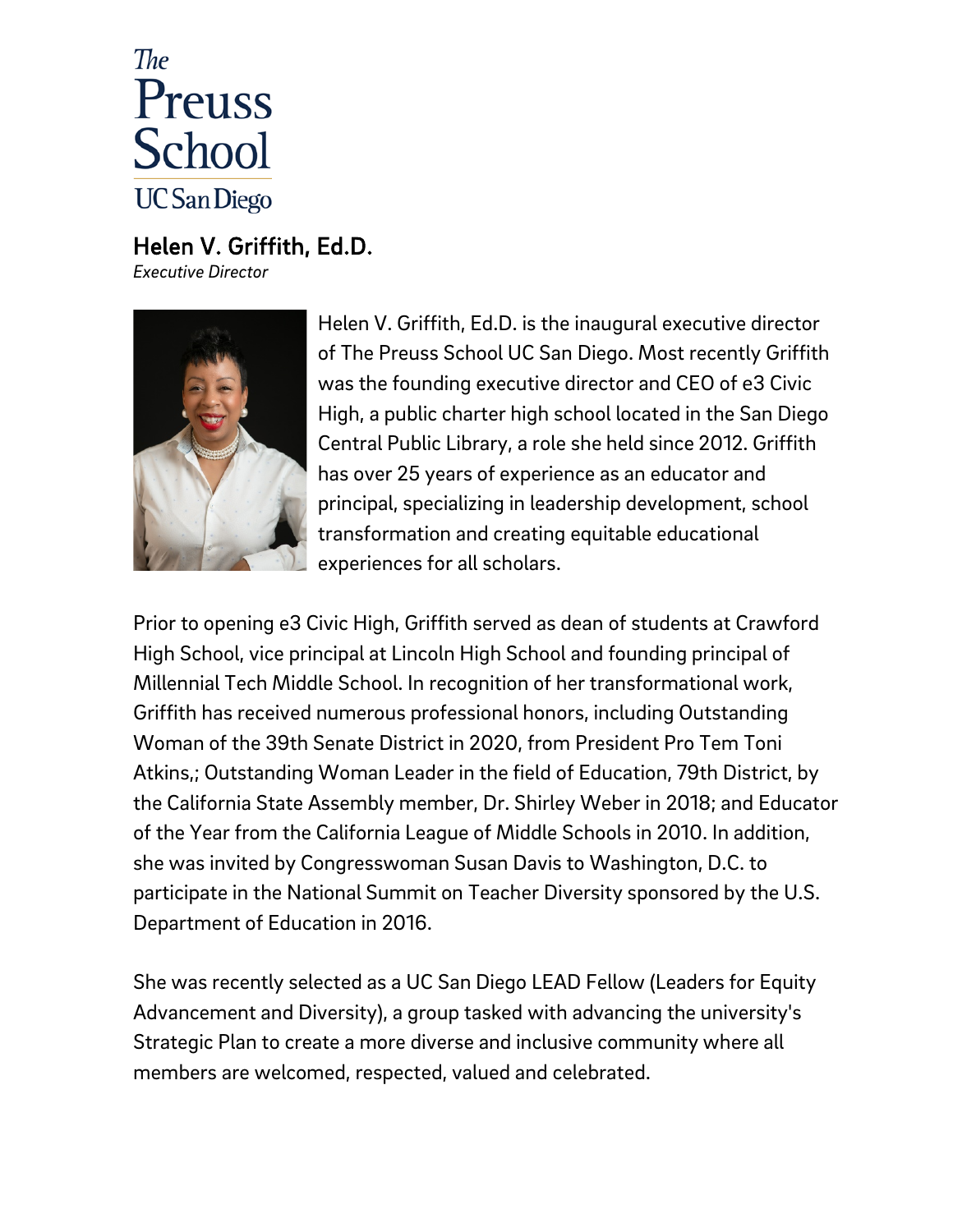The Preuss School UC San Diego

## Helen V. Griffith, Ed.D.

*Executive Director*

Helen V. Griffith, Ed.D. is the inaugural executive director of The Preuss School UC San Diego. Most recently Griffith was the founding executive director and CEO of e3 Civic High, a public charter high school located in the San Diego Central Public Library, a role she held since 2012. Griffith has over 25 years of experience as an educator and principal, specializing in leadership development, school transformation and creating equitable educational experiences for all scholars.

Prior to opening e3 Civic High, Griffith served as dean of students at Crawford High School, vice principal at Lincoln High School and founding principal of Millennial Tech Middle School. In recognition of her transformational work, Griffith has received numerous professional honors, including Outstanding Woman of the 39th Senate District in 2020, from President Pro Tem Toni Atkins,; Outstanding Woman Leader in the field of Education, 79th District, by the California State Assembly member, Dr. Shirley Weber in 2018; and Educator of the Year from the California League of Middle Schools in 2010. In addition, she was invited by Congresswoman Susan Davis to Washington, D.C. to participate in the National Summit on Teacher Diversity sponsored by the U.S. Department of Education in 2016.

She was recently selected as a UC San Diego LEAD Fellow (Leaders for Equity Advancement and Diversity), a group tasked with advancing the university's Strategic Plan to create a more diverse and inclusive community where all members are welcomed, respected, valued and celebrated.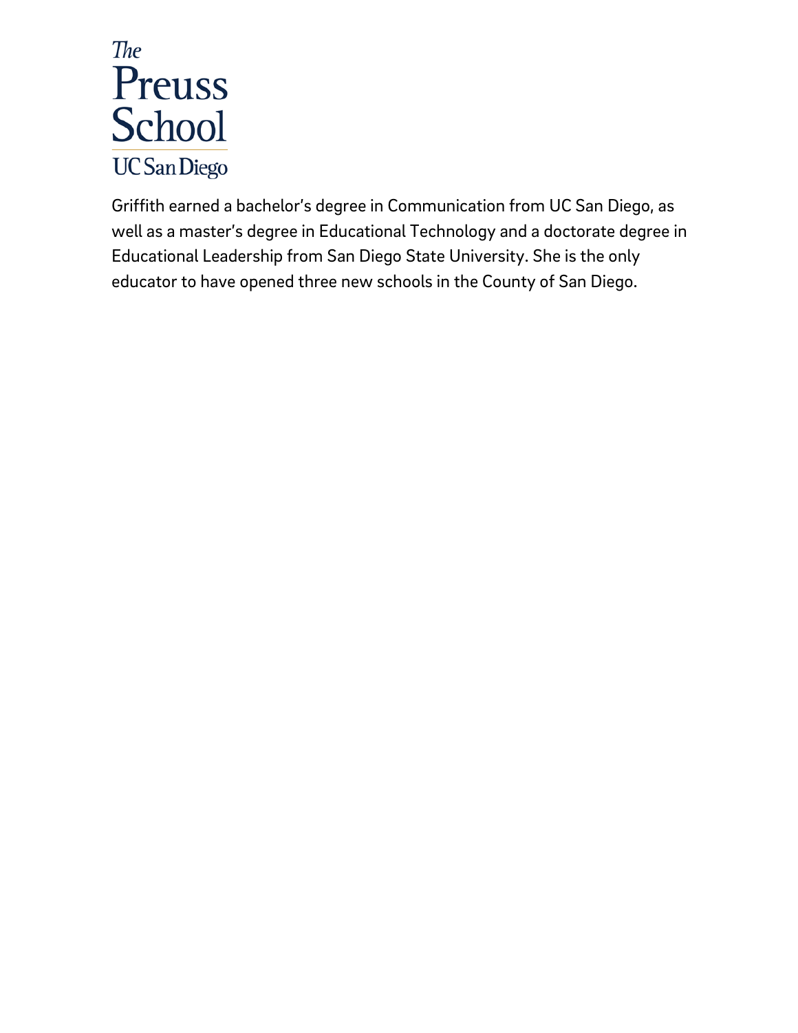Griffith earned a bachelor's degree in Communication from UC San Diego, as well as a master's degree in Educational Technology and a doctorate degree in Educational Leadership from San Diego State University. She is the only educator to have opened three new schools in the County of San Diego.